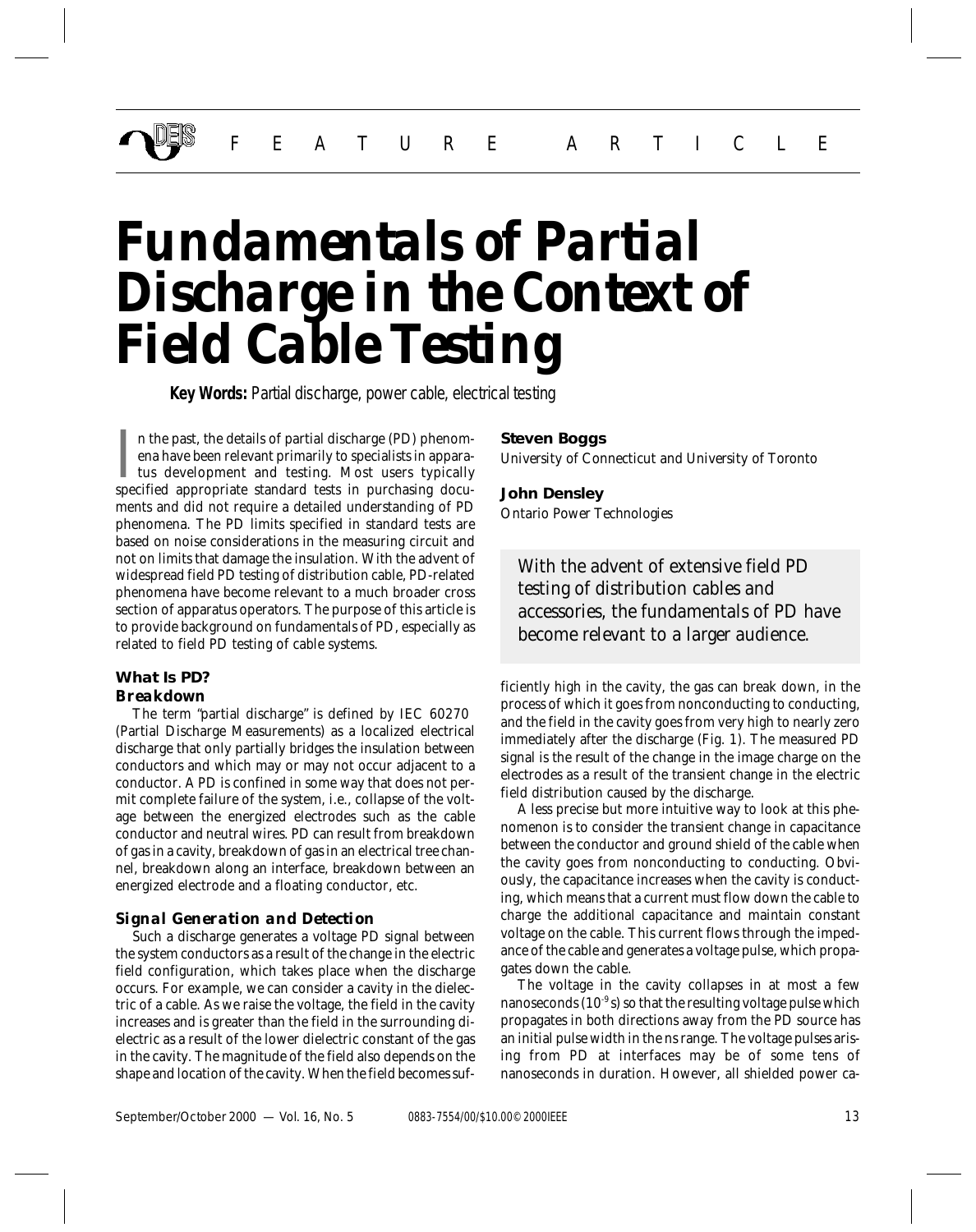FEATURE ARTICLE

# Fundamentals of Partial Discharge in the Context of Field Cable Testing

**Key Words:** Partial discharge, power cable, electrical testing

**Steven Boggs**
University of Connecticut and University of Toronto

**John Densley**
Ontario Power Technologies

> With the advent of extensive field PD testing of distribution cables and accessories, the fundamentals of PD have become relevant to a larger audience.

In the past, the details of partial discharge (PD) phenomena have been relevant primarily to specialists in apparatus development and testing. Most users typically specified appropriate standard tests in purchasing documents and did not require a detailed understanding of PD phenomena. The PD limits specified in standard tests are based on noise considerations in the measuring circuit and not on limits that damage the insulation. With the advent of widespread field PD testing of distribution cable, PD-related phenomena have become relevant to a much broader cross section of apparatus operators. The purpose of this article is to provide background on fundamentals of PD, especially as related to field PD testing of cable systems.

## What Is PD?

### Breakdown

The term "partial discharge" is defined by IEC 60270 (Partial Discharge Measurements) as a localized electrical discharge that only partially bridges the insulation between conductors and which may or may not occur adjacent to a conductor. A PD is confined in some way that does not permit complete failure of the system, i.e., collapse of the voltage between the energized electrodes such as the cable conductor and neutral wires. PD can result from breakdown of gas in a cavity, breakdown of gas in an electrical tree channel, breakdown along an interface, breakdown between an energized electrode and a floating conductor, etc.

### Signal Generation and Detection

Such a discharge generates a voltage PD signal between the system conductors as a result of the change in the electric field configuration, which takes place when the discharge occurs. For example, we can consider a cavity in the dielectric of a cable. As we raise the voltage, the field in the cavity increases and is greater than the field in the surrounding dielectric as a result of the lower dielectric constant of the gas in the cavity. The magnitude of the field also depends on the shape and location of the cavity. When the field becomes sufficiently high in the cavity, the gas can break down, in the process of which it goes from nonconducting to conducting, and the field in the cavity goes from very high to nearly zero immediately after the discharge (Fig. 1). The measured PD signal is the result of the change in the image charge on the electrodes as a result of the transient change in the electric field distribution caused by the discharge.

A less precise but more intuitive way to look at this phenomenon is to consider the transient change in capacitance between the conductor and ground shield of the cable when the cavity goes from nonconducting to conducting. Obviously, the capacitance increases when the cavity is conducting, which means that a current must flow down the cable to charge the additional capacitance and maintain constant voltage on the cable. This current flows through the impedance of the cable and generates a voltage pulse, which propagates down the cable.

The voltage in the cavity collapses in at most a few nanoseconds ($10^{-9}$ s) so that the resulting voltage pulse which propagates in both directions away from the PD source has an initial pulse width in the ns range. The voltage pulses arising from PD at interfaces may be of some tens of nanoseconds in duration. However, all shielded power ca-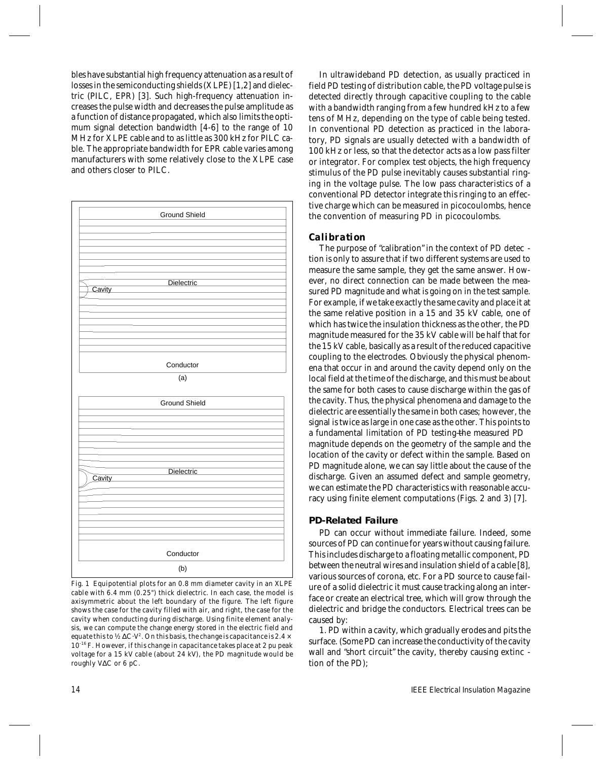bles have substantial high frequency attenuation as a result of losses in the semiconducting shields (XLPE) [1,2] and dielectric (PILC, EPR) [3]. Such high-frequency attenuation increases the pulse width and decreases the pulse amplitude as a function of distance propagated, which also limits the optimum signal detection bandwidth [4-6] to the range of 10 MHz for XLPE cable and to as little as 300 kHz for PILC cable. The appropriate bandwidth for EPR cable varies among manufacturers with some relatively close to the XLPE case and others closer to PILC.

Ground Shield

Dielectric

Cavity

Conductor

(a)

Ground Shield

Dielectric

Cavity

Conductor

(b)

Fig. 1 Equipotential plots for an 0.8 mm diameter cavity in an XLPE cable with 6.4 mm (0.25") thick dielectric. In each case, the model is axisymmetric about the left boundary of the figure. The left figure shows the case for the cavity filled with air, and right, the case for the cavity when conducting during discharge. Using finite element analysis, we can compute the change energy stored in the electric field and equate this to ½ $\Delta C \cdot V^2$. On this basis, the change is capacitance is $2.4 \times 10^{-16}$ F. However, if this change in capacitance takes place at 2 pu peak voltage for a 15 kV cable (about 24 kV), the PD magnitude would be roughly $V\Delta C$ or 6 pC.

In ultrawideband PD detection, as usually practiced in field PD testing of distribution cable, the PD voltage pulse is detected directly through capacitive coupling to the cable with a bandwidth ranging from a few hundred kHz to a few tens of MHz, depending on the type of cable being tested. In conventional PD detection as practiced in the laboratory, PD signals are usually detected with a bandwidth of 100 kHz or less, so that the detector acts as a low pass filter or integrator. For complex test objects, the high frequency stimulus of the PD pulse inevitably causes substantial ringing in the voltage pulse. The low pass characteristics of a conventional PD detector integrate this ringing to an effective charge which can be measured in picocoulombs, hence the convention of measuring PD in picocoulombs.

## Calibration

The purpose of "calibration" in the context of PD detection is only to assure that if two different systems are used to measure the same sample, they get the same answer. However, no direct connection can be made between the measured PD magnitude and what is going on in the test sample. For example, if we take exactly the same cavity and place it at the same relative position in a 15 and 35 kV cable, one of which has twice the insulation thickness as the other, the PD magnitude measured for the 35 kV cable will be half that for the 15 kV cable, basically as a result of the reduced capacitive coupling to the electrodes. Obviously the physical phenomena that occur in and around the cavity depend only on the local field at the time of the discharge, and this must be about the same for both cases to cause discharge within the gas of the cavity. Thus, the physical phenomena and damage to the dielectric are essentially the same in both cases; however, the signal is twice as large in one case as the other. This points to a fundamental limitation of PD testing—the measured PD magnitude depends on the geometry of the sample and the location of the cavity or defect within the sample. Based on PD magnitude alone, we can say little about the cause of the discharge. Given an assumed defect and sample geometry, we can estimate the PD characteristics with reasonable accuracy using finite element computations (Figs. 2 and 3) [7].

## PD-Related Failure

PD can occur without immediate failure. Indeed, some sources of PD can continue for years without causing failure. This includes discharge to a floating metallic component, PD between the neutral wires and insulation shield of a cable [8], various sources of corona, etc. For a PD source to cause failure of a solid dielectric it must cause tracking along an interface or create an electrical tree, which will grow through the dielectric and bridge the conductors. Electrical trees can be caused by:

1. PD within a cavity, which gradually erodes and pits the surface. (Some PD can increase the conductivity of the cavity wall and "short circuit" the cavity, thereby causing extinction of the PD);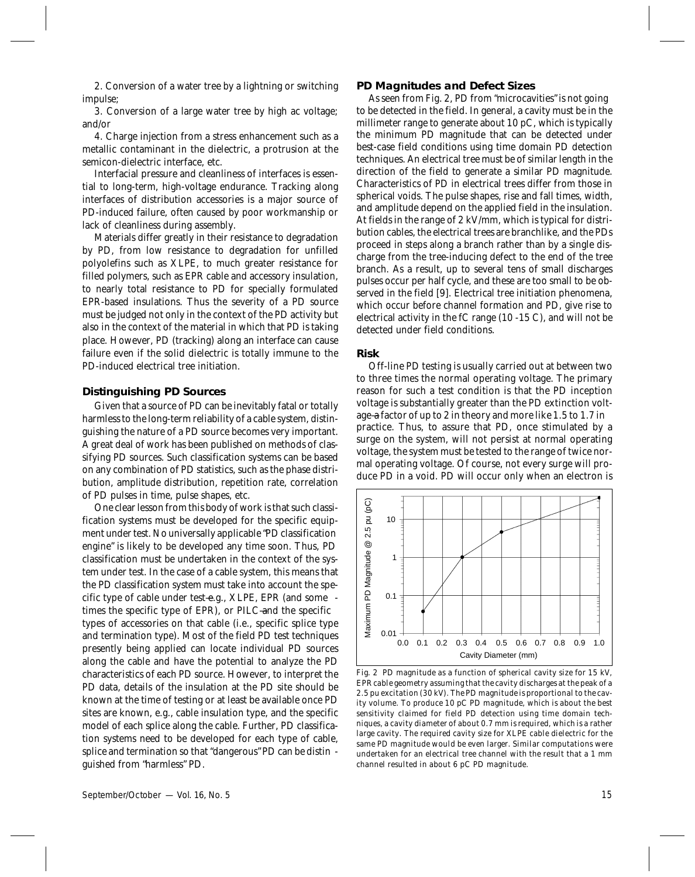2. Conversion of a water tree by a lightning or switching impulse;

3. Conversion of a large water tree by high ac voltage; and/or

4. Charge injection from a stress enhancement such as a metallic contaminant in the dielectric, a protrusion at the semicon-dielectric interface, etc.

Interfacial pressure and cleanliness of interfaces is essential to long-term, high-voltage endurance. Tracking along interfaces of distribution accessories is a major source of PD-induced failure, often caused by poor workmanship or lack of cleanliness during assembly.

Materials differ greatly in their resistance to degradation by PD, from low resistance to degradation for unfilled polyolefins such as XLPE, to much greater resistance for filled polymers, such as EPR cable and accessory insulation, to nearly total resistance to PD for specially formulated EPR-based insulations. Thus the severity of a PD source must be judged not only in the context of the PD activity but also in the context of the material in which that PD is taking place. However, PD (tracking) along an interface can cause failure even if the solid dielectric is totally immune to the PD-induced electrical tree initiation.

## Distinguishing PD Sources

Given that a source of PD can be inevitably fatal or totally harmless to the long-term reliability of a cable system, distinguishing the nature of a PD source becomes very important. A great deal of work has been published on methods of classifying PD sources. Such classification systems can be based on any combination of PD statistics, such as the phase distribution, amplitude distribution, repetition rate, correlation of PD pulses in time, pulse shapes, etc.

One clear lesson from this body of work is that such classification systems must be developed for the specific equipment under test. No universally applicable "PD classification engine" is likely to be developed any time soon. Thus, PD classification must be undertaken in the context of the system under test. In the case of a cable system, this means that the PD classification system must take into account the specific type of cable under test—e.g., XLPE, EPR (and sometimes the specific type of EPR), or PILC—and the specific types of accessories on that cable (i.e., specific splice type and termination type). Most of the field PD test techniques presently being applied can locate individual PD sources along the cable and have the potential to analyze the PD characteristics of each PD source. However, to interpret the PD data, details of the insulation at the PD site should be known at the time of testing or at least be available once PD sites are known, e.g., cable insulation type, and the specific model of each splice along the cable. Further, PD classification systems need to be developed for each type of cable, splice and termination so that "dangerous" PD can be distinguished from "harmless" PD.

## PD Magnitudes and Defect Sizes

As seen from Fig. 2, PD from "microcavities" is not going to be detected in the field. In general, a cavity must be in the millimeter range to generate about 10 pC, which is typically the minimum PD magnitude that can be detected under best-case field conditions using time domain PD detection techniques. An electrical tree must be of similar length in the direction of the field to generate a similar PD magnitude. Characteristics of PD in electrical trees differ from those in spherical voids. The pulse shapes, rise and fall times, width, and amplitude depend on the applied field in the insulation. At fields in the range of 2 kV/mm, which is typical for distribution cables, the electrical trees are branchlike, and the PDs proceed in steps along a branch rather than by a single discharge from the tree-inducing defect to the end of the tree branch. As a result, up to several tens of small discharges pulses occur per half cycle, and these are too small to be observed in the field [9]. Electrical tree initiation phenomena, which occur before channel formation and PD, give rise to electrical activity in the fC range ($10^{-15}$ C), and will not be detected under field conditions.

## Risk

Off-line PD testing is usually carried out at between two to three times the normal operating voltage. The primary reason for such a test condition is that the PD inception voltage is substantially greater than the PD extinction voltage—a factor of up to 2 in theory and more like 1.5 to 1.7 in practice. Thus, to assure that PD, once stimulated by a surge on the system, will not persist at normal operating voltage, the system must be tested to the range of twice normal operating voltage. Of course, not every surge will produce PD in a void. PD will occur only when an electron is

Fig. 2 PD magnitude as a function of spherical cavity size for 15 kV, EPR cable geometry assuming that the cavity discharges at the peak of a 2.5 pu excitation (30 kV). The PD magnitude is proportional to the cavity volume. To produce 10 pC PD magnitude, which is about the best sensitivity claimed for field PD detection using time domain techniques, a cavity diameter of about 0.7 mm is required, which is a rather large cavity. The required cavity size for XLPE cable dielectric for the same PD magnitude would be even larger. Similar computations were undertaken for an electrical tree channel with the result that a 1 mm channel resulted in about 6 pC PD magnitude.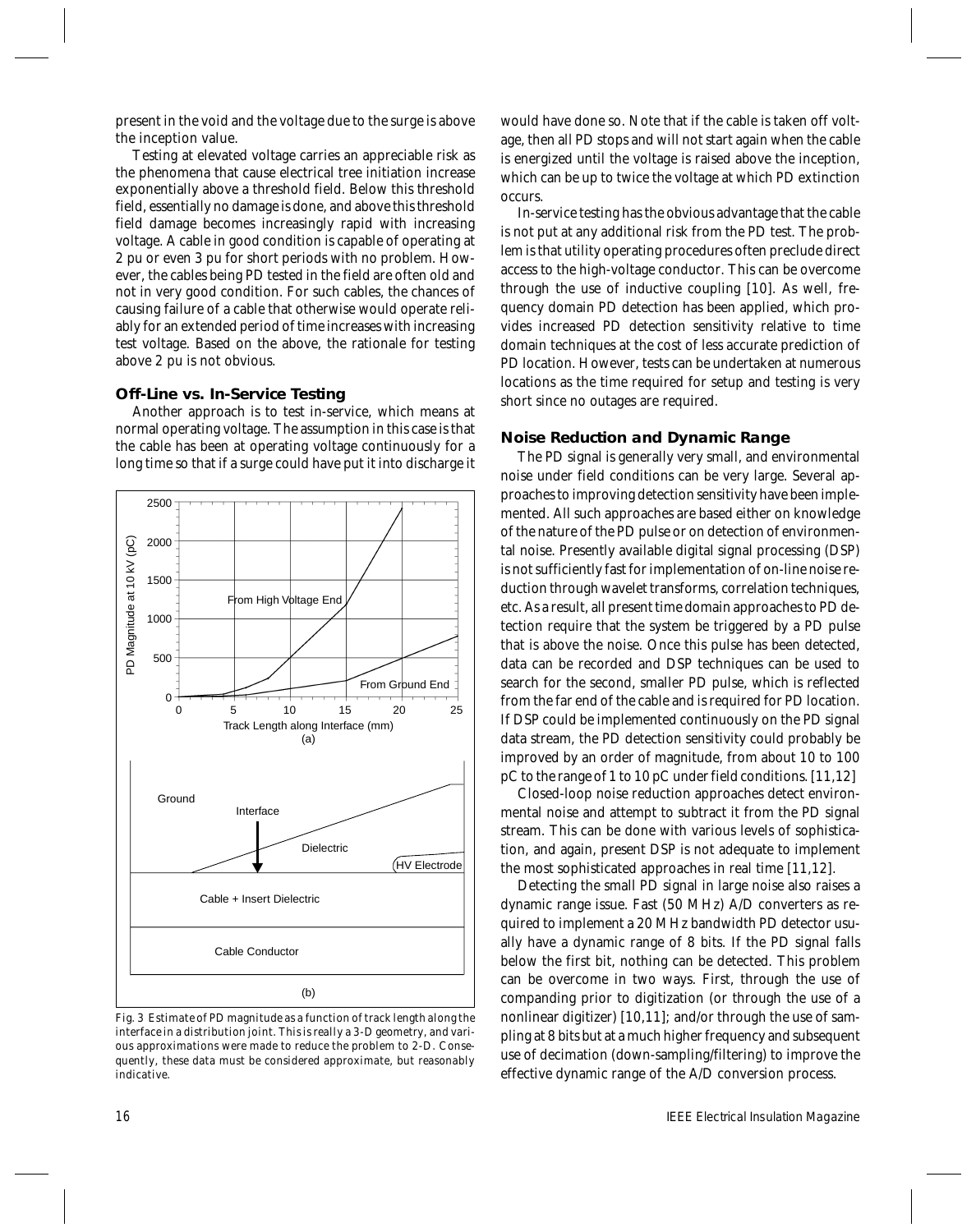present in the void and the voltage due to the surge is above the inception value.

Testing at elevated voltage carries an appreciable risk as the phenomena that cause electrical tree initiation increase exponentially above a threshold field. Below this threshold field, essentially no damage is done, and above this threshold field damage becomes increasingly rapid with increasing voltage. A cable in good condition is capable of operating at 2 pu or even 3 pu for short periods with no problem. However, the cables being PD tested in the field are often old and not in very good condition. For such cables, the chances of causing failure of a cable that otherwise would operate reliably for an extended period of time increases with increasing test voltage. Based on the above, the rationale for testing above 2 pu is not obvious.

### Off-Line vs. In-Service Testing

Another approach is to test in-service, which means at normal operating voltage. The assumption in this case is that the cable has been at operating voltage continuously for a long time so that if a surge could have put it into discharge it would have done so. Note that if the cable is taken off voltage, then all PD stops and will not start again when the cable is energized until the voltage is raised above the inception, which can be up to twice the voltage at which PD extinction occurs.

In-service testing has the obvious advantage that the cable is not put at any additional risk from the PD test. The problem is that utility operating procedures often preclude direct access to the high-voltage conductor. This can be overcome through the use of inductive coupling [10]. As well, frequency domain PD detection has been applied, which provides increased PD detection sensitivity relative to time domain techniques at the cost of less accurate prediction of PD location. However, tests can be undertaken at numerous locations as the time required for setup and testing is very short since no outages are required.

Fig. 3 Estimate of PD magnitude as a function of track length along the interface in a distribution joint. This is really a 3-D geometry, and various approximations were made to reduce the problem to 2-D. Consequently, these data must be considered approximate, but reasonably indicative.

### Noise Reduction and Dynamic Range

The PD signal is generally very small, and environmental noise under field conditions can be very large. Several approaches to improving detection sensitivity have been implemented. All such approaches are based either on knowledge of the nature of the PD pulse or on detection of environmental noise. Presently available digital signal processing (DSP) is not sufficiently fast for implementation of on-line noise reduction through wavelet transforms, correlation techniques, etc. As a result, all present time domain approaches to PD detection require that the system be triggered by a PD pulse that is above the noise. Once this pulse has been detected, data can be recorded and DSP techniques can be used to search for the second, smaller PD pulse, which is reflected from the far end of the cable and is required for PD location. If DSP could be implemented continuously on the PD signal data stream, the PD detection sensitivity could probably be improved by an order of magnitude, from about 10 to 100 pC to the range of 1 to 10 pC under field conditions. [11,12]

Closed-loop noise reduction approaches detect environmental noise and attempt to subtract it from the PD signal stream. This can be done with various levels of sophistication, and again, present DSP is not adequate to implement the most sophisticated approaches in real time [11,12].

Detecting the small PD signal in large noise also raises a dynamic range issue. Fast (50 MHz) A/D converters as required to implement a 20 MHz bandwidth PD detector usually have a dynamic range of 8 bits. If the PD signal falls below the first bit, nothing can be detected. This problem can be overcome in two ways. First, through the use of companding prior to digitization (or through the use of a nonlinear digitizer) [10,11]; and/or through the use of sampling at 8 bits but at a much higher frequency and subsequent use of decimation (down-sampling/filtering) to improve the effective dynamic range of the A/D conversion process.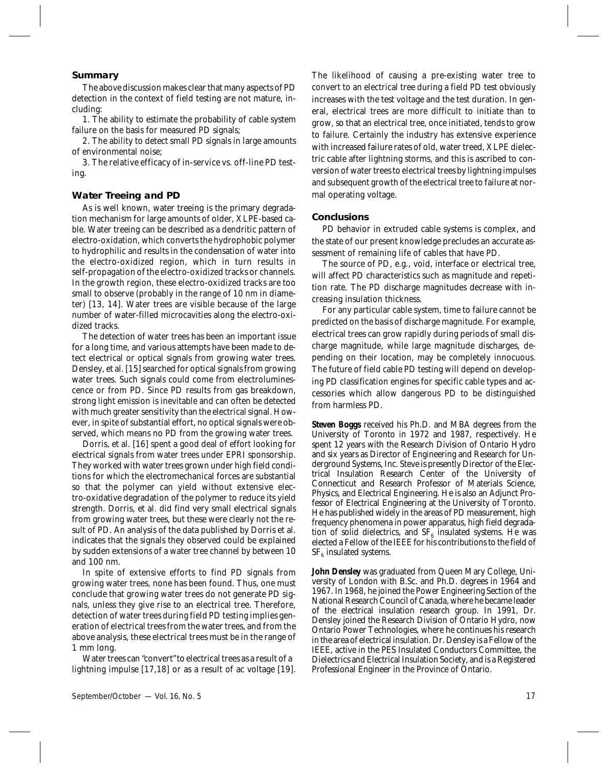## Summary

The above discussion makes clear that many aspects of PD detection in the context of field testing are not mature, including:

1. The ability to estimate the probability of cable system failure on the basis for measured PD signals;
2. The ability to detect small PD signals in large amounts of environmental noise;
3. The relative efficacy of in-service vs. off-line PD testing.

## Water Treeing and PD

As is well known, water treeing is the primary degradation mechanism for large amounts of older, XLPE-based cable. Water treeing can be described as a dendritic pattern of electro-oxidation, which converts the hydrophobic polymer to hydrophilic and results in the condensation of water into the electro-oxidized region, which in turn results in self-propagation of the electro-oxidized tracks or channels. In the growth region, these electro-oxidized tracks are too small to observe (probably in the range of 10 nm in diameter) [13, 14]. Water trees are visible because of the large number of water-filled microcavities along the electro-oxidized tracks.

The detection of water trees has been an important issue for a long time, and various attempts have been made to detect electrical or optical signals from growing water trees. Densley, et al. [15] searched for optical signals from growing water trees. Such signals could come from electroluminescence or from PD. Since PD results from gas breakdown, strong light emission is inevitable and can often be detected with much greater sensitivity than the electrical signal. However, in spite of substantial effort, no optical signals were observed, which means no PD from the growing water trees.

Dorris, et al. [16] spent a good deal of effort looking for electrical signals from water trees under EPRI sponsorship. They worked with water trees grown under high field conditions for which the electromechanical forces are substantial so that the polymer can yield without extensive electro-oxidative degradation of the polymer to reduce its yield strength. Dorris, et al. did find very small electrical signals from growing water trees, but these were clearly not the result of PD. An analysis of the data published by Dorris et al. indicates that the signals they observed could be explained by sudden extensions of a water tree channel by between 10 and 100 nm.

In spite of extensive efforts to find PD signals from growing water trees, none has been found. Thus, one must conclude that growing water trees do not generate PD signals, unless they give rise to an electrical tree. Therefore, detection of water trees during field PD testing implies generation of electrical trees from the water trees, and from the above analysis, these electrical trees must be in the range of 1 mm long.

Water trees can "convert" to electrical trees as a result of a lightning impulse [17,18] or as a result of ac voltage [19]. The likelihood of causing a pre-existing water tree to convert to an electrical tree during a field PD test obviously increases with the test voltage and the test duration. In general, electrical trees are more difficult to initiate than to grow, so that an electrical tree, once initiated, tends to grow to failure. Certainly the industry has extensive experience with increased failure rates of old, water treed, XLPE dielectric cable after lightning storms, and this is ascribed to conversion of water trees to electrical trees by lightning impulses and subsequent growth of the electrical tree to failure at normal operating voltage.

## Conclusions

PD behavior in extruded cable systems is complex, and the state of our present knowledge precludes an accurate assessment of remaining life of cables that have PD.

The source of PD, e.g., void, interface or electrical tree, will affect PD characteristics such as magnitude and repetition rate. The PD discharge magnitudes decrease with increasing insulation thickness.

For any particular cable system, time to failure cannot be predicted on the basis of discharge magnitude. For example, electrical trees can grow rapidly during periods of small discharge magnitude, while large magnitude discharges, depending on their location, may be completely innocuous. The future of field cable PD testing will depend on developing PD classification engines for specific cable types and accessories which allow dangerous PD to be distinguished from harmless PD.

**Steven Boggs** received his Ph.D. and MBA degrees from the University of Toronto in 1972 and 1987, respectively. He spent 12 years with the Research Division of Ontario Hydro and six years as Director of Engineering and Research for Underground Systems, Inc. Steve is presently Director of the Electrical Insulation Research Center of the University of Connecticut and Research Professor of Materials Science, Physics, and Electrical Engineering. He is also an Adjunct Professor of Electrical Engineering at the University of Toronto. He has published widely in the areas of PD measurement, high frequency phenomena in power apparatus, high field degradation of solid dielectrics, and $SF_6$ insulated systems. He was elected a Fellow of the IEEE for his contributions to the field of $SF_6$ insulated systems.

**John Densley** was graduated from Queen Mary College, University of London with B.Sc. and Ph.D. degrees in 1964 and 1967. In 1968, he joined the Power Engineering Section of the National Research Council of Canada, where he became leader of the electrical insulation research group. In 1991, Dr. Densley joined the Research Division of Ontario Hydro, now Ontario Power Technologies, where he continues his research in the area of electrical insulation. Dr. Densley is a Fellow of the IEEE, active in the PES Insulated Conductors Committee, the Dielectrics and Electrical Insulation Society, and is a Registered Professional Engineer in the Province of Ontario.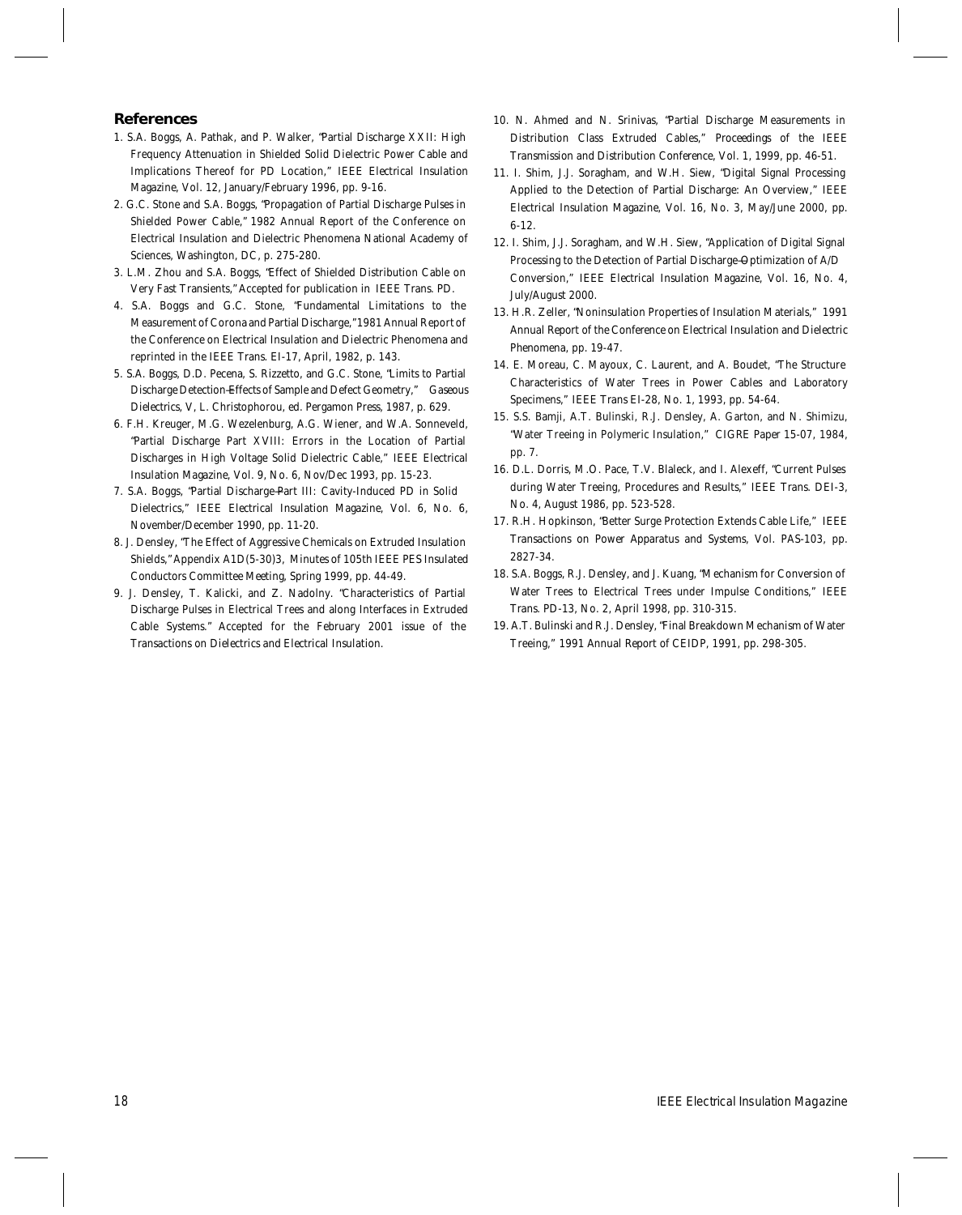## References

1. S.A. Boggs, A. Pathak, and P. Walker, "Partial Discharge XXII: High Frequency Attenuation in Shielded Solid Dielectric Power Cable and Implications Thereof for PD Location," IEEE Electrical Insulation Magazine, Vol. 12, January/February 1996, pp. 9-16.
2. G.C. Stone and S.A. Boggs, "Propagation of Partial Discharge Pulses in Shielded Power Cable," 1982 Annual Report of the Conference on Electrical Insulation and Dielectric Phenomena National Academy of Sciences, Washington, DC, p. 275-280.
3. L.M. Zhou and S.A. Boggs, "Effect of Shielded Distribution Cable on Very Fast Transients," Accepted for publication in IEEE Trans. PD.
4. S.A. Boggs and G.C. Stone, "Fundamental Limitations to the Measurement of Corona and Partial Discharge," 1981 Annual Report of the Conference on Electrical Insulation and Dielectric Phenomena and reprinted in the IEEE Trans. EI-17, April, 1982, p. 143.
5. S.A. Boggs, D.D. Pecena, S. Rizzetto, and G.C. Stone, "Limits to Partial Discharge Detection—Effects of Sample and Defect Geometry," Gaseous Dielectrics, V, L. Christophorou, ed. Pergamon Press, 1987, p. 629.
6. F.H. Kreuger, M.G. Wezelenburg, A.G. Wiener, and W.A. Sonneveld, "Partial Discharge Part XVIII: Errors in the Location of Partial Discharges in High Voltage Solid Dielectric Cable," IEEE Electrical Insulation Magazine, Vol. 9, No. 6, Nov/Dec 1993, pp. 15-23.
7. S.A. Boggs, "Partial Discharge—Part III: Cavity-Induced PD in Solid Dielectrics," IEEE Electrical Insulation Magazine, Vol. 6, No. 6, November/December 1990, pp. 11-20.
8. J. Densley, "The Effect of Aggressive Chemicals on Extruded Insulation Shields," Appendix A1D(5-30)3, Minutes of 105th IEEE PES Insulated Conductors Committee Meeting, Spring 1999, pp. 44-49.
9. J. Densley, T. Kalicki, and Z. Nadolny. "Characteristics of Partial Discharge Pulses in Electrical Trees and along Interfaces in Extruded Cable Systems." Accepted for the February 2001 issue of the Transactions on Dielectrics and Electrical Insulation.
10. N. Ahmed and N. Srinivas, "Partial Discharge Measurements in Distribution Class Extruded Cables," Proceedings of the IEEE Transmission and Distribution Conference, Vol. 1, 1999, pp. 46-51.
11. I. Shim, J.J. Soragham, and W.H. Siew, "Digital Signal Processing Applied to the Detection of Partial Discharge: An Overview," IEEE Electrical Insulation Magazine, Vol. 16, No. 3, May/June 2000, pp. 6-12.
12. I. Shim, J.J. Soragham, and W.H. Siew, "Application of Digital Signal Processing to the Detection of Partial Discharge—Optimization of A/D Conversion," IEEE Electrical Insulation Magazine, Vol. 16, No. 4, July/August 2000.
13. H.R. Zeller, "Noninsulation Properties of Insulation Materials," 1991 Annual Report of the Conference on Electrical Insulation and Dielectric Phenomena, pp. 19-47.
14. E. Moreau, C. Mayoux, C. Laurent, and A. Boudet, "The Structure Characteristics of Water Trees in Power Cables and Laboratory Specimens," IEEE Trans EI-28, No. 1, 1993, pp. 54-64.
15. S.S. Bamji, A.T. Bulinski, R.J. Densley, A. Garton, and N. Shimizu, "Water Treeing in Polymeric Insulation," CIGRE Paper 15-07, 1984, pp. 7.
16. D.L. Dorris, M.O. Pace, T.V. Blaleck, and I. Alexeff, "Current Pulses during Water Treeing, Procedures and Results," IEEE Trans. DEI-3, No. 4, August 1986, pp. 523-528.
17. R.H. Hopkinson, "Better Surge Protection Extends Cable Life," IEEE Transactions on Power Apparatus and Systems, Vol. PAS-103, pp. 2827-34.
18. S.A. Boggs, R.J. Densley, and J. Kuang, "Mechanism for Conversion of Water Trees to Electrical Trees under Impulse Conditions," IEEE Trans. PD-13, No. 2, April 1998, pp. 310-315.
19. A.T. Bulinski and R.J. Densley, "Final Breakdown Mechanism of Water Treeing," 1991 Annual Report of CEIDP, 1991, pp. 298-305.